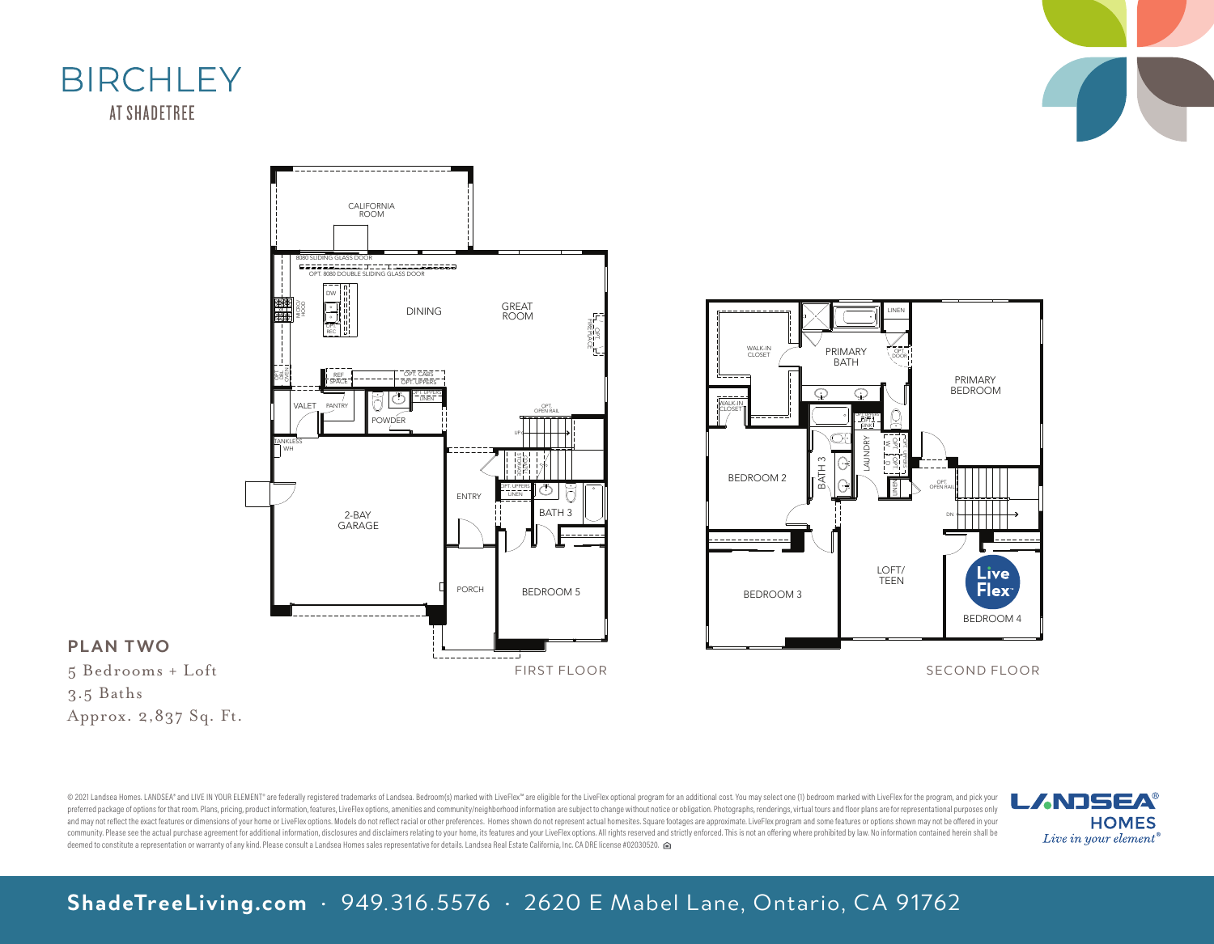# BIRCHLEY

AT SHADETREE

CALIFORNIA ROOM

8080 SLIDING GLASS DOOR

OPT. 8080 DOUBLE SLIDING GLASS DOOR

DINING

GREAT ROOM

VALET

PANTRY

POWDER

TANKLESS WH

2-BAY GARAGE

ENTRY

BATH 3

PORCH

BEDROOM 5

FIRST FLOOR

WALK-IN CLOSET

PRIMARY BATH

LINEN

PRIMARY BEDROOM

BEDROOM 2

BATH 3

LAUNDRY

BEDROOM 3

LOFT/ TEEN

BEDROOM 4

Live Flex

SECOND FLOOR

## PLAN TWO

5 Bedrooms + Loft
3.5 Baths
Approx. 2,837 Sq. Ft.

© 2021 Landsea Homes. LANDSEA® and LIVE IN YOUR ELEMENT® are federally registered trademarks of Landsea. Bedroom(s) marked with LiveFlex™ are eligible for the LiveFlex optional program for an additional cost. You may select one (1) bedroom marked with LiveFlex for the program, and pick your preferred package of options for that room. Plans, pricing, product information, features, LiveFlex options, amenities and community/neighborhood information are subject to change without notice or obligation. Photographs, renderings, virtual tours and floor plans are for representational purposes only and may not reflect the exact features or dimensions of your home or LiveFlex options. Models do not reflect racial or other preferences. Homes shown do not represent actual homesites. Square footages are approximate. LiveFlex program and some features or options shown may not be offered in your community. Please see the actual purchase agreement for additional information, disclosures and disclaimers relating to your home, its features and your LiveFlex options. All rights reserved and strictly enforced. This is not an offering where prohibited by law. No information contained herein shall be deemed to constitute a representation or warranty of any kind. Please consult a Landsea Homes sales representative for details. Landsea Real Estate California, Inc. CA DRE license #02030520.

LANDSEA® HOMES
*Live in your element®*

**ShadeTreeLiving.com** · 949.316.5576 · 2620 E Mabel Lane, Ontario, CA 91762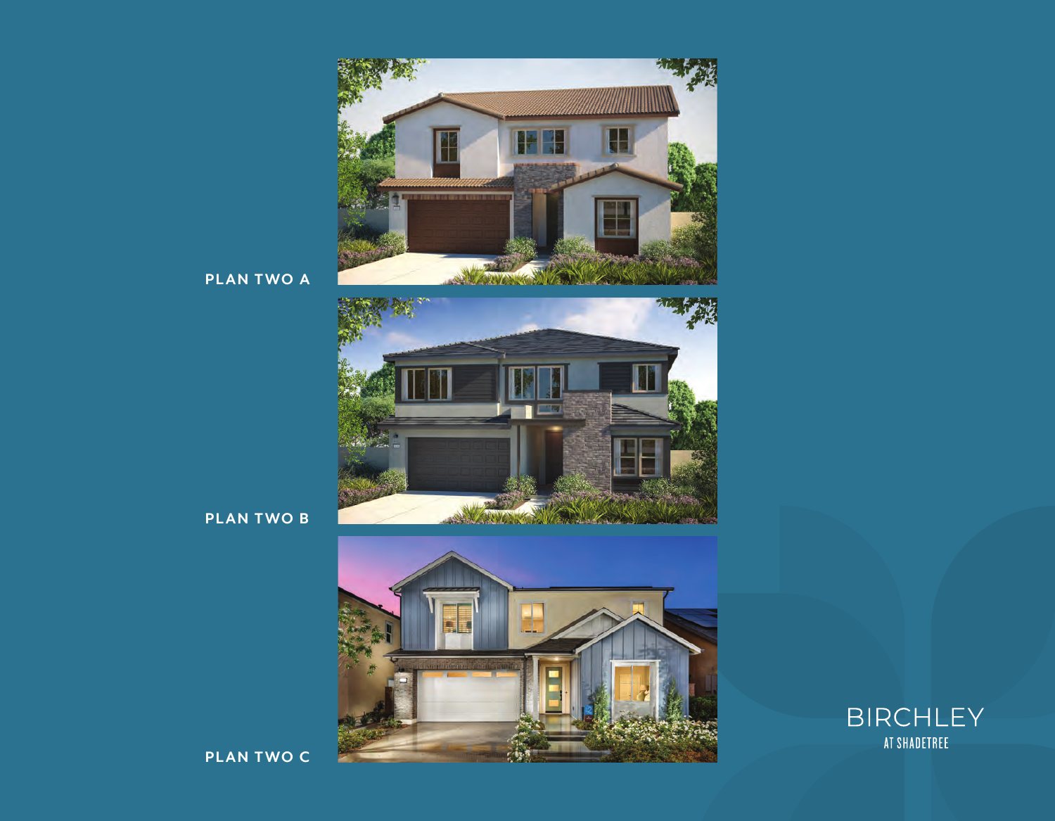PLAN TWO A

PLAN TWO B

PLAN TWO C

BIRCHLEY

AT SHADETREE